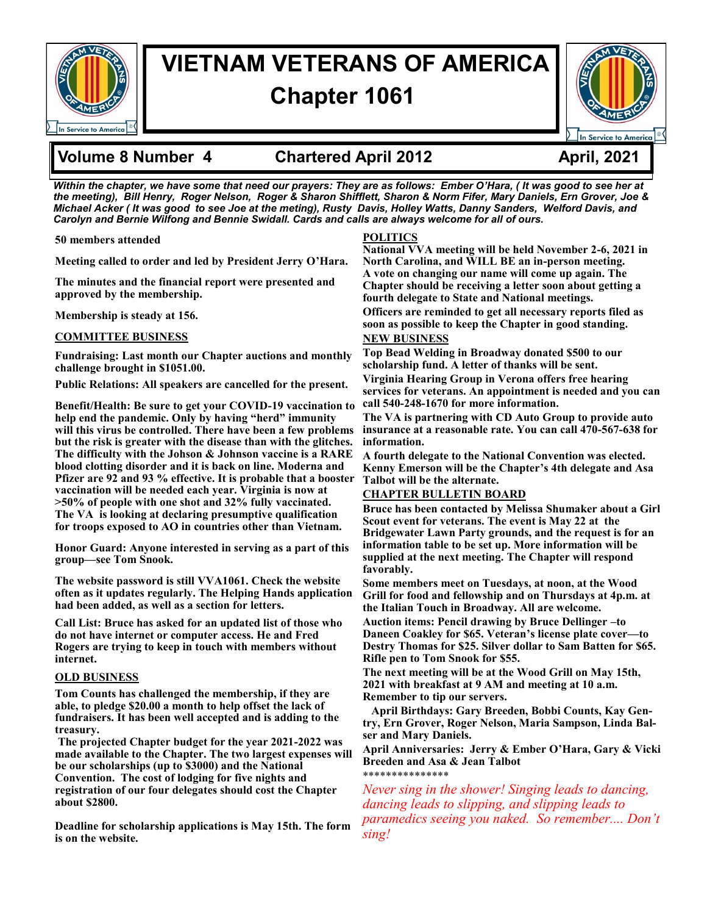# VIETNAM VETERANS OF AMERICA

## Chapter 1061

**Volume 8 Number 4** | **Chartered April 2012** | **April, 2021**

***Within the chapter, we have some that need our prayers: They are as follows: Ember O'Hara, ( It was good to see her at the meeting), Bill Henry, Roger Nelson, Roger & Sharon Shifflett, Sharon & Norm Fifer, Mary Daniels, Ern Grover, Joe & Michael Acker ( It was good to see Joe at the meting), Rusty Davis, Holley Watts, Danny Sanders, Welford Davis, and Carolyn and Bernie Wilfong and Bennie Swidall. Cards and calls are always welcome for all of ours.***

**50 members attended**

**Meeting called to order and led by President Jerry O'Hara.**

**The minutes and the financial report were presented and approved by the membership.**

**Membership is steady at 156.**

**COMMITTEE BUSINESS**

**Fundraising: Last month our Chapter auctions and monthly challenge brought in $1051.00.**

**Public Relations: All speakers are cancelled for the present.**

**Benefit/Health: Be sure to get your COVID-19 vaccination to help end the pandemic. Only by having "herd" immunity will this virus be controlled. There have been a few problems but the risk is greater with the disease than with the glitches. The difficulty with the Johson & Johnson vaccine is a RARE blood clotting disorder and it is back on line. Moderna and Pfizer are 92 and 93 % effective. It is probable that a booster vaccination will be needed each year. Virginia is now at >50% of people with one shot and 32% fully vaccinated. The VA is looking at declaring presumptive qualification for troops exposed to AO in countries other than Vietnam.**

**Honor Guard: Anyone interested in serving as a part of this group—see Tom Snook.**

**The website password is still VVA1061. Check the website often as it updates regularly. The Helping Hands application had been added, as well as a section for letters.**

**Call List: Bruce has asked for an updated list of those who do not have internet or computer access. He and Fred Rogers are trying to keep in touch with members without internet.**

**OLD BUSINESS**

**Tom Counts has challenged the membership, if they are able, to pledge $20.00 a month to help offset the lack of fundraisers. It has been well accepted and is adding to the treasury.**

**The projected Chapter budget for the year 2021-2022 was made available to the Chapter. The two largest expenses will be our scholarships (up to $3000) and the National Convention. The cost of lodging for five nights and registration of our four delegates should cost the Chapter about $2800.**

**Deadline for scholarship applications is May 15th. The form is on the website.**

**POLITICS**

**National VVA meeting will be held November 2-6, 2021 in North Carolina, and WILL BE an in-person meeting.**

**A vote on changing our name will come up again. The Chapter should be receiving a letter soon about getting a fourth delegate to State and National meetings.**

**Officers are reminded to get all necessary reports filed as soon as possible to keep the Chapter in good standing.**

**NEW BUSINESS**

**Top Bead Welding in Broadway donated $500 to our scholarship fund. A letter of thanks will be sent.**

**Virginia Hearing Group in Verona offers free hearing services for veterans. An appointment is needed and you can call 540-248-1670 for more information.**

**The VA is partnering with CD Auto Group to provide auto insurance at a reasonable rate. You can call 470-567-638 for information.**

**A fourth delegate to the National Convention was elected. Kenny Emerson will be the Chapter's 4th delegate and Asa Talbot will be the alternate.**

**CHAPTER BULLETIN BOARD**

**Bruce has been contacted by Melissa Shumaker about a Girl Scout event for veterans. The event is May 22 at the Bridgewater Lawn Party grounds, and the request is for an information table to be set up. More information will be supplied at the next meeting. The Chapter will respond favorably.**

**Some members meet on Tuesdays, at noon, at the Wood Grill for food and fellowship and on Thursdays at 4p.m. at the Italian Touch in Broadway. All are welcome.**

**Auction items: Pencil drawing by Bruce Dellinger –to Daneen Coakley for $65. Veteran's license plate cover—to Destry Thomas for $25. Silver dollar to Sam Batten for $65. Rifle pen to Tom Snook for $55.**

**The next meeting will be at the Wood Grill on May 15th, 2021 with breakfast at 9 AM and meeting at 10 a.m. Remember to tip our servers.**

**April Birthdays: Gary Breeden, Bobbi Counts, Kay Gentry, Ern Grover, Roger Nelson, Maria Sampson, Linda Balser and Mary Daniels.**

**April Anniversaries: Jerry & Ember O'Hara, Gary & Vicki Breeden and Asa & Jean Talbot**

***************

*Never sing in the shower! Singing leads to dancing, dancing leads to slipping, and slipping leads to paramedics seeing you naked. So remember.... Don't sing!*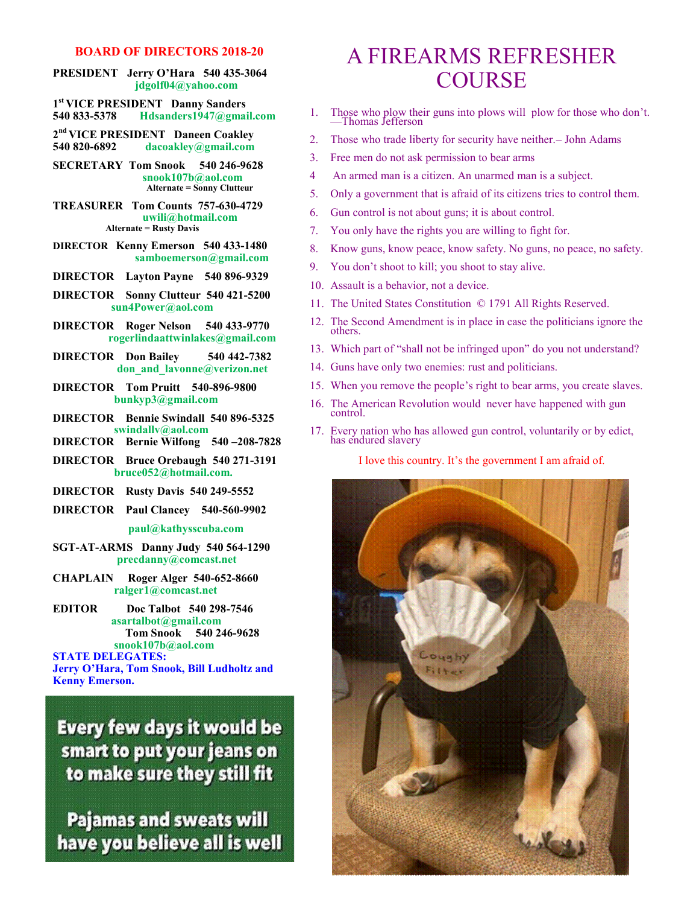## BOARD OF DIRECTORS 2018-20

**PRESIDENT** Jerry O'Hara 540 435-3064
jdgolf04@yahoo.com

**1st VICE PRESIDENT** Danny Sanders
540 833-5378 Hdsanders1947@gmail.com

**2nd VICE PRESIDENT** Daneen Coakley
540 820-6892 dacoakley@gmail.com

**SECRETARY** Tom Snook 540 246-9628
snook107b@aol.com
Alternate = Sonny Clutteur

**TREASURER** Tom Counts 757-630-4729
uwili@hotmail.com
Alternate = Rusty Davis

**DIRECTOR** Kenny Emerson 540 433-1480
samboemerson@gmail.com

**DIRECTOR** Layton Payne 540 896-9329

**DIRECTOR** Sonny Clutter 540 421-5200
sun4Power@aol.com

**DIRECTOR** Roger Nelson 540 433-9770
rogerlindaattwinlakes@gmail.com

**DIRECTOR** Don Bailey 540 442-7382
don_and_lavonne@verizon.net

**DIRECTOR** Tom Pruitt 540-896-9800
bunkyp3@gmail.com

**DIRECTOR** Bennie Swindall 540 896-5325
swindallv@aol.com

**DIRECTOR** Bernie Wilfong 540 –208-7828

**DIRECTOR** Bruce Orebaugh 540 271-3191
bruce052@hotmail.com.

**DIRECTOR** Rusty Davis 540 249-5552

**DIRECTOR** Paul Clancey 540-560-9902
paul@kathysscuba.com

**SGT-AT-ARMS** Danny Judy 540 564-1290
precdanny@comcast.net

**CHAPLAIN** Roger Alger 540-652-8660
ralger1@comcast.net

**EDITOR** Doc Talbot 540 298-7546
asartalbot@gmail.com
Tom Snook 540 246-9628
snook107b@aol.com

**STATE DELEGATES:**
**Jerry O'Hara, Tom Snook, Bill Ludholtz and Kenny Emerson.**

Every few days it would be smart to put your jeans on to make sure they still fit

Pajamas and sweats will have you believe all is well

# A FIREARMS REFRESHER COURSE

1. Those who plow their guns into plows will plow for those who don't. —Thomas Jefferson
2. Those who trade liberty for security have neither.– John Adams
3. Free men do not ask permission to bear arms
4. An armed man is a citizen. An unarmed man is a subject.
5. Only a government that is afraid of its citizens tries to control them.
6. Gun control is not about guns; it is about control.
7. You only have the rights you are willing to fight for.
8. Know guns, know peace, know safety. No guns, no peace, no safety.
9. You don't shoot to kill; you shoot to stay alive.
10. Assault is a behavior, not a device.
11. The United States Constitution © 1791 All Rights Reserved.
12. The Second Amendment is in place in case the politicians ignore the others.
13. Which part of "shall not be infringed upon" do you not understand?
14. Guns have only two enemies: rust and politicians.
15. When you remove the people's right to bear arms, you create slaves.
16. The American Revolution would never have happened with gun control.
17. Every nation who has allowed gun control, voluntarily or by edict, has endured slavery

I love this country. It's the government I am afraid of.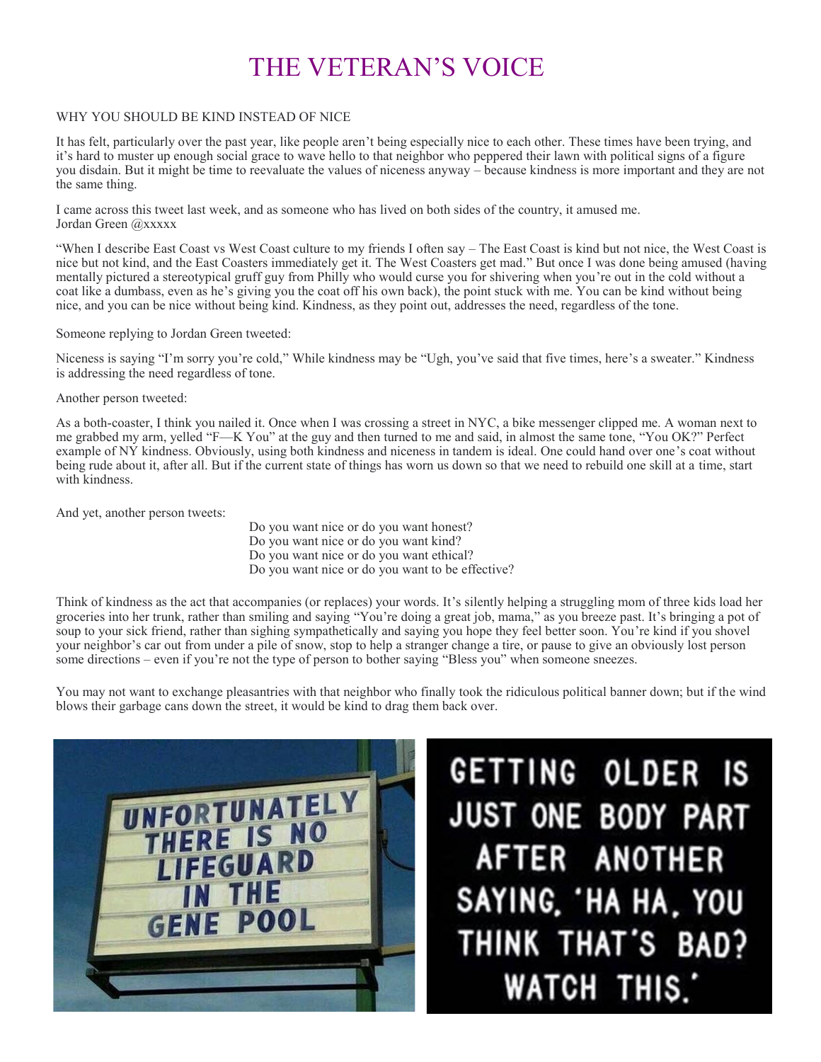# THE VETERAN'S VOICE

## WHY YOU SHOULD BE KIND INSTEAD OF NICE

It has felt, particularly over the past year, like people aren't being especially nice to each other. These times have been trying, and it's hard to muster up enough social grace to wave hello to that neighbor who peppered their lawn with political signs of a figure you disdain. But it might be time to reevaluate the values of niceness anyway – because kindness is more important and they are not the same thing.

I came across this tweet last week, and as someone who has lived on both sides of the country, it amused me.
Jordan Green @xxxxx

"When I describe East Coast vs West Coast culture to my friends I often say – The East Coast is kind but not nice, the West Coast is nice but not kind, and the East Coasters immediately get it. The West Coasters get mad." But once I was done being amused (having mentally pictured a stereotypical gruff guy from Philly who would curse you for shivering when you're out in the cold without a coat like a dumbass, even as he's giving you the coat off his own back), the point stuck with me. You can be kind without being nice, and you can be nice without being kind. Kindness, as they point out, addresses the need, regardless of the tone.

Someone replying to Jordan Green tweeted:

Niceness is saying "I'm sorry you're cold," While kindness may be "Ugh, you've said that five times, here's a sweater." Kindness is addressing the need regardless of tone.

Another person tweeted:

As a both-coaster, I think you nailed it. Once when I was crossing a street in NYC, a bike messenger clipped me. A woman next to me grabbed my arm, yelled "F—K You" at the guy and then turned to me and said, in almost the same tone, "You OK?" Perfect example of NY kindness. Obviously, using both kindness and niceness in tandem is ideal. One could hand over one's coat without being rude about it, after all. But if the current state of things has worn us down so that we need to rebuild one skill at a time, start with kindness.

And yet, another person tweets:

> Do you want nice or do you want honest?
> Do you want nice or do you want kind?
> Do you want nice or do you want ethical?
> Do you want nice or do you want to be effective?

Think of kindness as the act that accompanies (or replaces) your words. It's silently helping a struggling mom of three kids load her groceries into her trunk, rather than smiling and saying "You're doing a great job, mama," as you breeze past. It's bringing a pot of soup to your sick friend, rather than sighing sympathetically and saying you hope they feel better soon. You're kind if you shovel your neighbor's car out from under a pile of snow, stop to help a stranger change a tire, or pause to give an obviously lost person some directions – even if you're not the type of person to bother saying "Bless you" when someone sneezes.

You may not want to exchange pleasantries with that neighbor who finally took the ridiculous political banner down; but if the wind blows their garbage cans down the street, it would be kind to drag them back over.

UNFORTUNATELY THERE IS NO LIFEGUARD IN THE GENE POOL

GETTING OLDER IS JUST ONE BODY PART AFTER ANOTHER SAYING, 'HA HA, YOU THINK THAT'S BAD? WATCH THIS.'